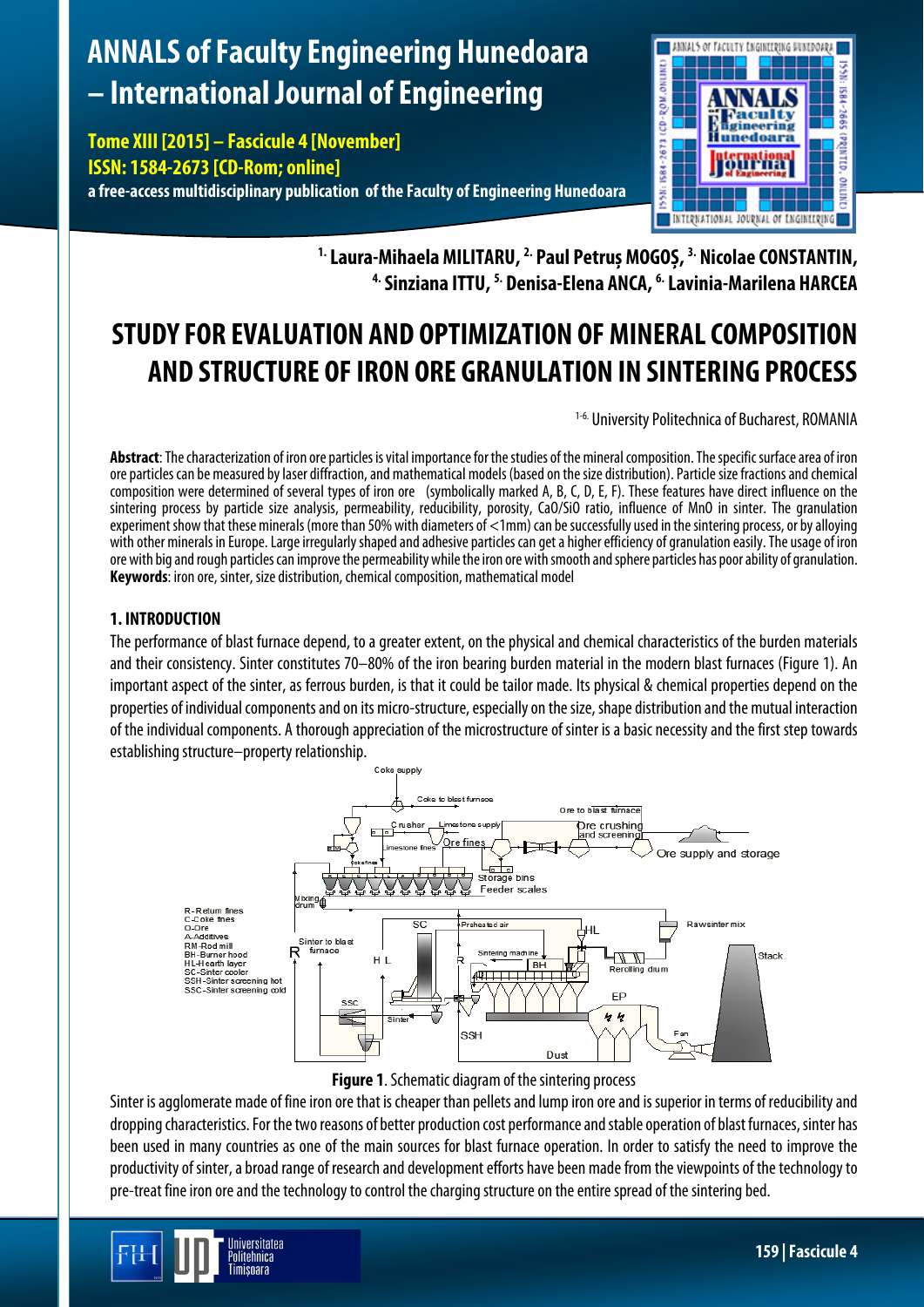# ANNALS of Faculty Engineering Hunedoara – International Journal of Engineering

**Tome XIII [2015] – Fascicule 4 [November]**
**ISSN: 1584-2673 [CD-Rom; online]**
**a free-access multidisciplinary publication of the Faculty of Engineering Hunedoara**

[1.] Laura-Mihaela MILITARU, [2.] Paul Petruș MOGOȘ, [3.] Nicolae CONSTANTIN, [4.] Sinziana ITTU, [5.] Denisa-Elena ANCA, [6.] Lavinia-Marilena HARCEA

# STUDY FOR EVALUATION AND OPTIMIZATION OF MINERAL COMPOSITION AND STRUCTURE OF IRON ORE GRANULATION IN SINTERING PROCESS

[1-6.] University Politechnica of Bucharest, ROMANIA

**Abstract**: The characterization of iron ore particles is vital importance for the studies of the mineral composition. The specific surface area of iron ore particles can be measured by laser diffraction, and mathematical models (based on the size distribution). Particle size fractions and chemical composition were determined of several types of iron ore (symbolically marked A, B, C, D, E, F). These features have direct influence on the sintering process by particle size analysis, permeability, reducibility, porosity, CaO/SiO ratio, influence of MnO in sinter. The granulation experiment show that these minerals (more than 50% with diameters of <1mm) can be successfully used in the sintering process, or by alloying with other minerals in Europe. Large irregularly shaped and adhesive particles can get a higher efficiency of granulation easily. The usage of iron ore with big and rough particles can improve the permeability while the iron ore with smooth and sphere particles has poor ability of granulation.
**Keywords**: iron ore, sinter, size distribution, chemical composition, mathematical model

## 1. INTRODUCTION

The performance of blast furnace depend, to a greater extent, on the physical and chemical characteristics of the burden materials and their consistency. Sinter constitutes 70–80% of the iron bearing burden material in the modern blast furnaces (Figure 1). An important aspect of the sinter, as ferrous burden, is that it could be tailor made. Its physical & chemical properties depend on the properties of individual components and on its micro-structure, especially on the size, shape distribution and the mutual interaction of the individual components. A thorough appreciation of the microstructure of sinter is a basic necessity and the first step towards establishing structure–property relationship.

Coke supply
Coke to blast furnace
Ore to blast furnace
Crusher
Limestone supply
Ore crushing and screening
Limestone fines
Ore fines
Ore supply and storage
Coke fines
Storage bins
Feeder scales
Mixing drum
R-Return fines
C-Coke fines
O-Ore
A-Additives
RM-Rod mill
BH-Burner hood
HL-Hearth layer
SC-Sinter cooler
SSH-Sinter screening hot
SSC-Sinter screening cold
SC
Preheated air
HL
Raw sinter mix
R
Sinter to blast furnace
H L
R
Sintering machine
BH
Rerolling drum
Stack
SSC
EP
Sinter
SSH
Fan
Dust

**Figure 1**. Schematic diagram of the sintering process

Sinter is agglomerate made of fine iron ore that is cheaper than pellets and lump iron ore and is superior in terms of reducibility and dropping characteristics. For the two reasons of better production cost performance and stable operation of blast furnaces, sinter has been used in many countries as one of the main sources for blast furnace operation. In order to satisfy the need to improve the productivity of sinter, a broad range of research and development efforts have been made from the viewpoints of the technology to pre-treat fine iron ore and the technology to control the charging structure on the entire spread of the sintering bed.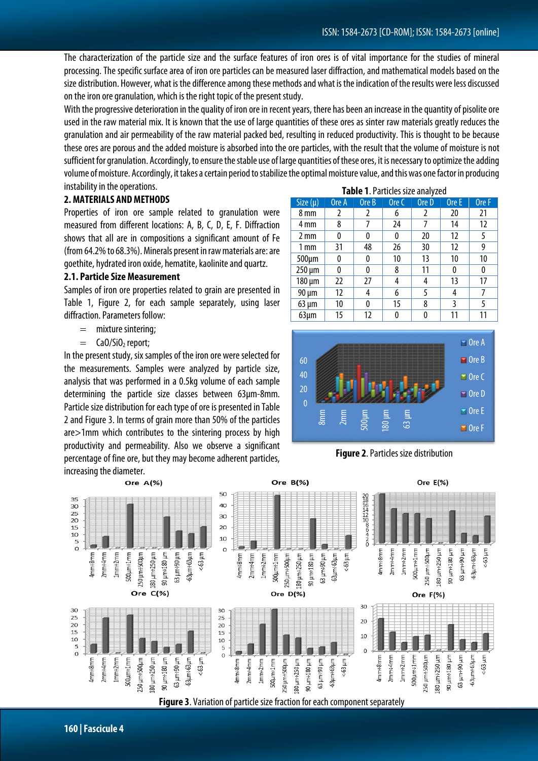The characterization of the particle size and the surface features of iron ores is of vital importance for the studies of mineral processing. The specific surface area of iron ore particles can be measured laser diffraction, and mathematical models based on the size distribution. However, what is the difference among these methods and what is the indication of the results were less discussed on the iron ore granulation, which is the right topic of the present study.

With the progressive deterioration in the quality of iron ore in recent years, there has been an increase in the quantity of pisolite ore used in the raw material mix. It is known that the use of large quantities of these ores as sinter raw materials greatly reduces the granulation and air permeability of the raw material packed bed, resulting in reduced productivity. This is thought to be because these ores are porous and the added moisture is absorbed into the ore particles, with the result that the volume of moisture is not sufficient for granulation. Accordingly, to ensure the stable use of large quantities of these ores, it is necessary to optimize the adding volume of moisture. Accordingly, it takes a certain period to stabilize the optimal moisture value, and this was one factor in producing instability in the operations.

## 2. MATERIALS AND METHODS

Properties of iron ore sample related to granulation were measured from different locations: A, B, C, D, E, F. Diffraction shows that all are in compositions a significant amount of Fe (from 64.2% to 68.3%). Minerals present in raw materials are: are goethite, hydrated iron oxide, hematite, kaolinite and quartz.

### 2.1. Particle Size Measurement

Samples of iron ore properties related to grain are presented in Table 1, Figure 2, for each sample separately, using laser diffraction. Parameters follow:

- mixture sintering;
- $CaO/SiO_2$ report;

In the present study, six samples of the iron ore were selected for the measurements. Samples were analyzed by particle size, analysis that was performed in a 0.5kg volume of each sample determining the particle size classes between 63µm-8mm. Particle size distribution for each type of ore is presented in Table 2 and Figure 3. In terms of grain more than 50% of the particles are>1mm which contributes to the sintering process by high productivity and permeability. Also we observe a significant percentage of fine ore, but they may become adherent particles, increasing the diameter.

**Table 1**. Particles size analyzed

| Size (µ) | Ore A | Ore B | Ore C | Ore D | Ore E | Ore F |
|---|---|---|---|---|---|---|
| 8 mm | 2 | 2 | 6 | 2 | 20 | 21 |
| 4 mm | 8 | 7 | 24 | 7 | 14 | 12 |
| 2 mm | 0 | 0 | 0 | 20 | 12 | 5 |
| 1 mm | 31 | 48 | 26 | 30 | 12 | 9 |
| 500µm | 0 | 0 | 10 | 13 | 10 | 10 |
| 250 µm | 0 | 0 | 8 | 11 | 0 | 0 |
| 180 µm | 22 | 27 | 4 | 4 | 13 | 17 |
| 90 µm | 12 | 4 | 6 | 5 | 4 | 7 |
| 63 µm | 10 | 0 | 15 | 8 | 3 | 5 |
| 63µm | 15 | 12 | 0 | 0 | 11 | 11 |

60
40
20
0
8mm
2mm
500µm
180 µm
63 µm
Ore A
Ore B
Ore C
Ore D
Ore E
Ore F

**Figure 2**. Particles size distribution

Ore A(%)
Ore B(%)
Ore E(%)
Ore C(%)
Ore D(%)
Ore F(%)
4mm÷8mm
2mm÷4mm
1mm÷2mm
500µm÷1mm
250 µm÷500µm
180 µm÷250 µm
90 µm÷180 µm
63 µm÷90 µm
-63µm÷63µm
<63 µm

**Figure 3**. Variation of particle size fraction for each component separately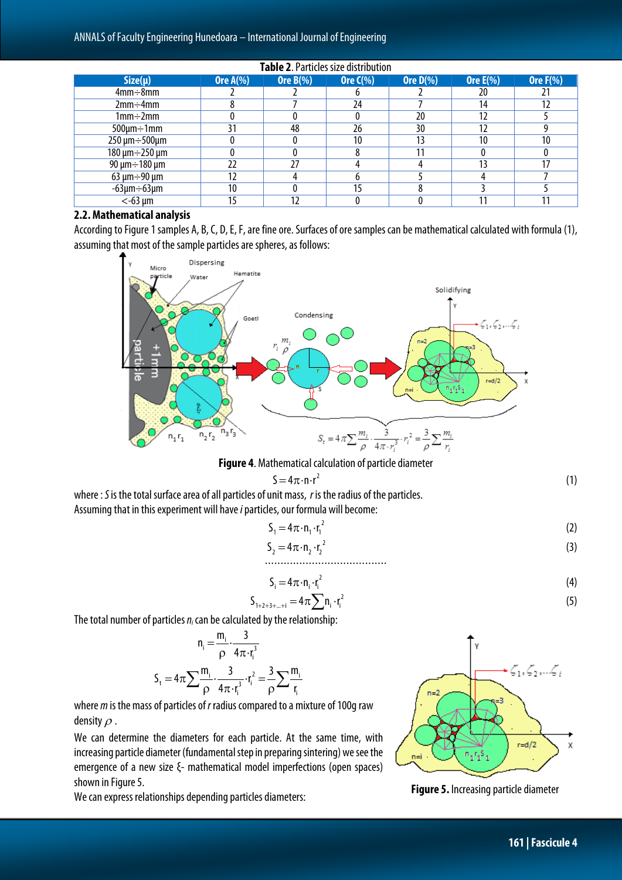**Table 2.** Particles size distribution

| Size(μ) | Ore A(%) | Ore B(%) | Ore C(%) | Ore D(%) | Ore E(%) | Ore F(%) |
|---|---|---|---|---|---|---|
| 4mm÷8mm | 2 | 2 | 6 | 2 | 20 | 21 |
| 2mm÷4mm | 8 | 7 | 24 | 7 | 14 | 12 |
| 1mm÷2mm | 0 | 0 | 0 | 20 | 12 | 5 |
| 500μm÷1mm | 31 | 48 | 26 | 30 | 12 | 9 |
| 250 μm÷500μm | 0 | 0 | 10 | 13 | 10 | 10 |
| 180 μm÷250 μm | 0 | 0 | 8 | 11 | 0 | 0 |
| 90 μm÷180 μm | 22 | 27 | 4 | 4 | 13 | 17 |
| 63 μm÷90 μm | 12 | 4 | 6 | 5 | 4 | 7 |
| -63μm÷63μm | 10 | 0 | 15 | 8 | 3 | 5 |
| <-63 μm | 15 | 12 | 0 | 0 | 11 | 11 |

## 2.2. Mathematical analysis

According to Figure 1 samples A, B, C, D, E, F, are fine ore. Surfaces of ore samples can be mathematical calculated with formula (1), assuming that most of the sample particles are spheres, as follows:

Micro particle
Dispersing
Water
Hematite
Goetl
+1mm particle
d=2r
$n_1 r_1$ $n_2 r_2$ $n_3 r_3$
Condensing
$r_i$ $m_i$ $\rho$
Solidifying
$\xi_1, \xi_2 ... \xi_i$
n=2
n=3
n=i
$n_1 r_1 s_1$
r=d/2
$S_t = 4\pi \sum \frac{m_i}{\rho} \cdot \frac{3}{4\pi \cdot r_i^3} \cdot r_i^2 = \frac{3}{\rho} \sum \frac{m_i}{r_i}$

**Figure 4**. Mathematical calculation of particle diameter

$$S = 4\pi \cdot n \cdot r^2 \tag{1}$$

where : *S* is the total surface area of all particles of unit mass, *r* is the radius of the particles.
Assuming that in this experiment will have *i* particles, our formula will become:

$$S_1 = 4\pi \cdot n_1 \cdot r_1^2 \tag{2}$$

$$S_2 = 4\pi \cdot n_2 \cdot r_2^2 \tag{3}$$

.......................................

$$S_i = 4\pi \cdot n_i \cdot r_i^2 \tag{4}$$

$$S_{1+2+3+...+i} = 4\pi \sum n_i \cdot r_i^2 \tag{5}$$

The total number of particles $n_i$ can be calculated by the relationship:

$$n_i = \frac{m_i}{\rho} \cdot \frac{3}{4\pi \cdot r_i^3}$$

$$S_t = 4\pi \sum \frac{m_i}{\rho} \cdot \frac{3}{4\pi \cdot r_i^3} \cdot r_i^2 = \frac{3}{\rho} \sum \frac{m_i}{r_i}$$

where *m* is the mass of particles of *r* radius compared to a mixture of 100g raw density $\rho$.

We can determine the diameters for each particle. At the same time, with increasing particle diameter (fundamental step in preparing sintering) we see the emergence of a new size ξ- mathematical model imperfections (open spaces) shown in Figure 5.

Y
$\xi_1, \xi_2 ... \xi_i$
n=2
n=3
n=i
$n_1 r_1 s_1$
r=d/2
X

**Figure 5.** Increasing particle diameter

We can express relationships depending particles diameters: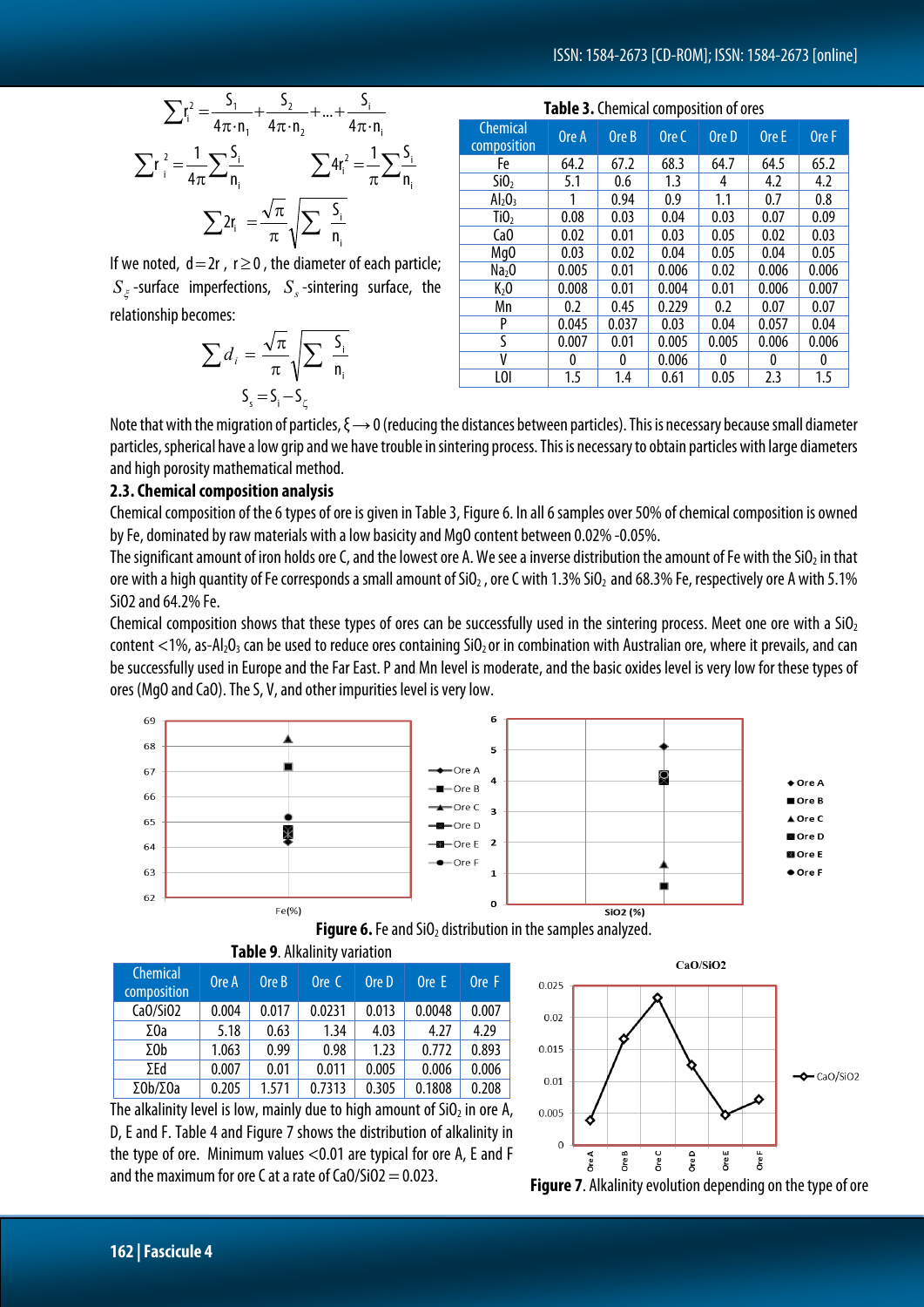$$\sum r_i^2 = \frac{S_1}{4\pi \cdot n_1} + \frac{S_2}{4\pi \cdot n_2} + ... + \frac{S_i}{4\pi \cdot n_i}$$

$$\sum r_i^2 = \frac{1}{4\pi} \sum \frac{S_i}{n_i} \qquad \sum 4r_i^2 = \frac{1}{\pi} \sum \frac{S_i}{n_i}$$

$$\sum 2r_i = \frac{\sqrt{\pi}}{\pi} \sqrt{\sum \frac{S_i}{n_i}}$$

If we noted, $d = 2r$, $r \geq 0$, the diameter of each particle; $S_\xi$-surface imperfections, $S_s$-sintering surface, the relationship becomes:

$$\sum d_i = \frac{\sqrt{\pi}}{\pi} \sqrt{\sum \frac{S_i}{n_i}}$$

$$S_s = S_i - S_\xi$$

**Table 3.** Chemical composition of ores

| Chemical composition | Ore A | Ore B | Ore C | Ore D | Ore E | Ore F |
|---|---|---|---|---|---|---|
| Fe | 64.2 | 67.2 | 68.3 | 64.7 | 64.5 | 65.2 |
| $SiO_2$ | 5.1 | 0.6 | 1.3 | 4 | 4.2 | 4.2 |
| $Al_2O_3$ | 1 | 0.94 | 0.9 | 1.1 | 0.7 | 0.8 |
| $TiO_2$ | 0.08 | 0.03 | 0.04 | 0.03 | 0.07 | 0.09 |
| CaO | 0.02 | 0.01 | 0.03 | 0.05 | 0.02 | 0.03 |
| MgO | 0.03 | 0.02 | 0.04 | 0.05 | 0.04 | 0.05 |
| $Na_2O$ | 0.005 | 0.01 | 0.006 | 0.02 | 0.006 | 0.006 |
| $K_2O$ | 0.008 | 0.01 | 0.004 | 0.01 | 0.006 | 0.007 |
| Mn | 0.2 | 0.45 | 0.229 | 0.2 | 0.07 | 0.07 |
| P | 0.045 | 0.037 | 0.03 | 0.04 | 0.057 | 0.04 |
| S | 0.007 | 0.01 | 0.005 | 0.005 | 0.006 | 0.006 |
| V | 0 | 0 | 0.006 | 0 | 0 | 0 |
| LOI | 1.5 | 1.4 | 0.61 | 0.05 | 2.3 | 1.5 |

Note that with the migration of particles, $\xi \rightarrow 0$ (reducing the distances between particles). This is necessary because small diameter particles, spherical have a low grip and we have trouble in sintering process. This is necessary to obtain particles with large diameters and high porosity mathematical method.

### 2.3. Chemical composition analysis

Chemical composition of the 6 types of ore is given in Table 3, Figure 6. In all 6 samples over 50% of chemical composition is owned by Fe, dominated by raw materials with a low basicity and MgO content between 0.02% -0.05%.

The significant amount of iron holds ore C, and the lowest ore A. We see a inverse distribution the amount of Fe with the $SiO_2$ in that ore with a high quantity of Fe corresponds a small amount of $SiO_2$, ore C with 1.3% $SiO_2$ and 68.3% Fe, respectively ore A with 5.1% SiO2 and 64.2% Fe.

Chemical composition shows that these types of ores can be successfully used in the sintering process. Meet one ore with a $SiO_2$ content <1%, as-$Al_2O_3$ can be used to reduce ores containing $SiO_2$ or in combination with Australian ore, where it prevails, and can be successfully used in Europe and the Far East. P and Mn level is moderate, and the basic oxides level is very low for these types of ores (MgO and CaO). The S, V, and other impurities level is very low.

**Figure 6.** Fe and $SiO_2$ distribution in the samples analyzed.

**Table 9.** Alkalinity variation

| Chemical composition | Ore A | Ore B | Ore C | Ore D | Ore E | Ore F |
|---|---|---|---|---|---|---|
| CaO/SiO2 | 0.004 | 0.017 | 0.0231 | 0.013 | 0.0048 | 0.007 |
| ΣOa | 5.18 | 0.63 | 1.34 | 4.03 | 4.27 | 4.29 |
| ΣOb | 1.063 | 0.99 | 0.98 | 1.23 | 0.772 | 0.893 |
| ΣEd | 0.007 | 0.01 | 0.011 | 0.005 | 0.006 | 0.006 |
| ΣOb/ΣOa | 0.205 | 1.571 | 0.7313 | 0.305 | 0.1808 | 0.208 |

The alkalinity level is low, mainly due to high amount of $SiO_2$ in ore A, D, E and F. Table 4 and Figure 7 shows the distribution of alkalinity in the type of ore. Minimum values <0.01 are typical for ore A, E and F and the maximum for ore C at a rate of CaO/SiO2 = 0.023.

**Figure 7**. Alkalinity evolution depending on the type of ore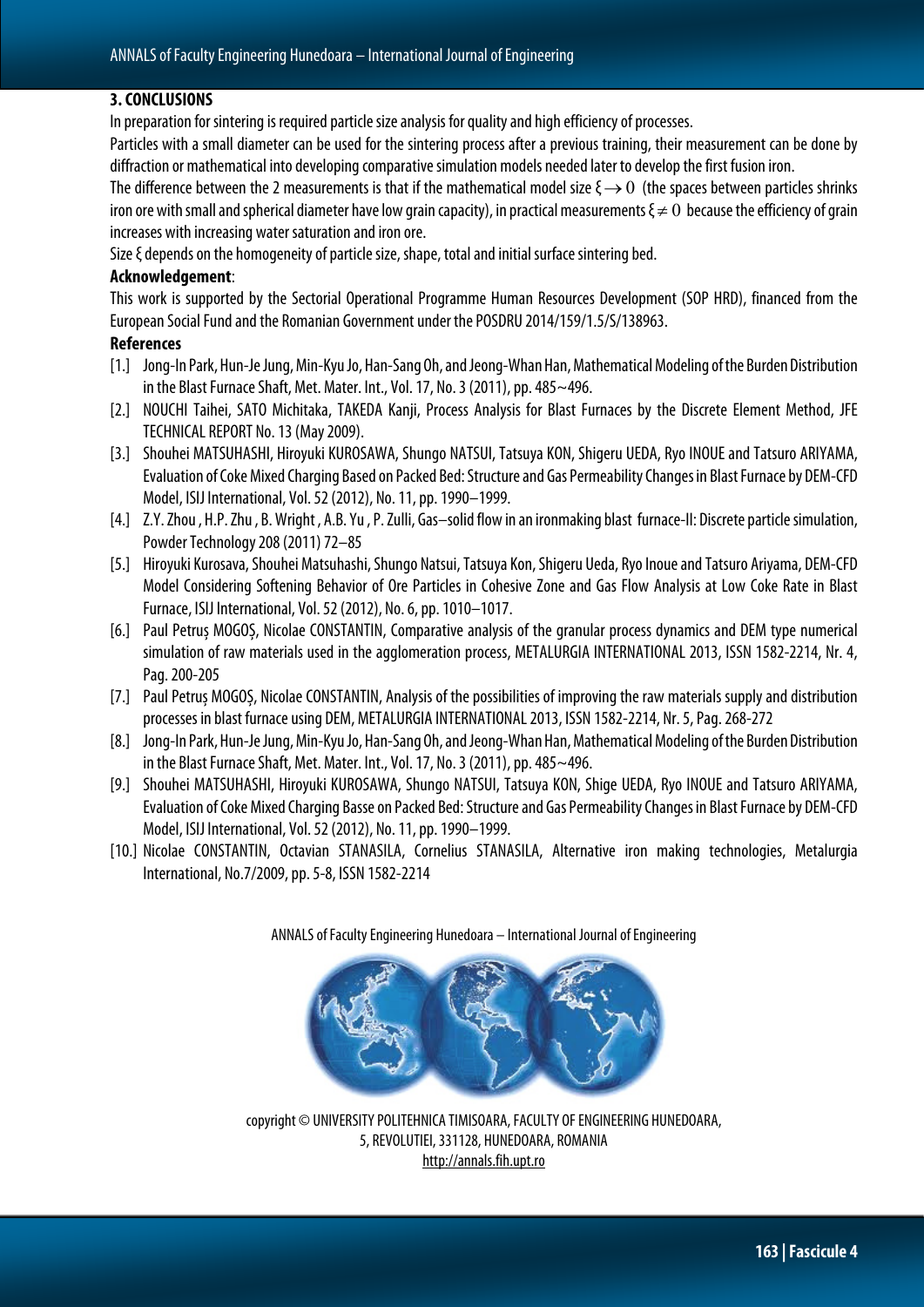## 3. CONCLUSIONS

In preparation for sintering is required particle size analysis for quality and high efficiency of processes.

Particles with a small diameter can be used for the sintering process after a previous training, their measurement can be done by diffraction or mathematical into developing comparative simulation models needed later to develop the first fusion iron.

The difference between the 2 measurements is that if the mathematical model size $\xi \to 0$ (the spaces between particles shrinks iron ore with small and spherical diameter have low grain capacity), in practical measurements $\xi \neq 0$ because the efficiency of grain increases with increasing water saturation and iron ore.

Size ξ depends on the homogeneity of particle size, shape, total and initial surface sintering bed.

**Acknowledgement**:

This work is supported by the Sectorial Operational Programme Human Resources Development (SOP HRD), financed from the European Social Fund and the Romanian Government under the POSDRU 2014/159/1.5/S/138963.

**References**

[1.] Jong-In Park, Hun-Je Jung, Min-Kyu Jo, Han-Sang Oh, and Jeong-Whan Han, Mathematical Modeling of the Burden Distribution in the Blast Furnace Shaft, Met. Mater. Int., Vol. 17, No. 3 (2011), pp. 485~496.

[2.] NOUCHI Taihei, SATO Michitaka, TAKEDA Kanji, Process Analysis for Blast Furnaces by the Discrete Element Method, JFE TECHNICAL REPORT No. 13 (May 2009).

[3.] Shouhei MATSUHASHI, Hiroyuki KUROSAWA, Shungo NATSUI, Tatsuya KON, Shigeru UEDA, Ryo INOUE and Tatsuro ARIYAMA, Evaluation of Coke Mixed Charging Based on Packed Bed: Structure and Gas Permeability Changes in Blast Furnace by DEM-CFD Model, ISIJ International, Vol. 52 (2012), No. 11, pp. 1990–1999.

[4.] Z.Y. Zhou , H.P. Zhu , B. Wright , A.B. Yu , P. Zulli, Gas–solid flow in an ironmaking blast furnace-II: Discrete particle simulation, Powder Technology 208 (2011) 72–85

[5.] Hiroyuki Kurosava, Shouhei Matsuhashi, Shungo Natsui, Tatsuya Kon, Shigeru Ueda, Ryo Inoue and Tatsuro Ariyama, DEM-CFD Model Considering Softening Behavior of Ore Particles in Cohesive Zone and Gas Flow Analysis at Low Coke Rate in Blast Furnace, ISIJ International, Vol. 52 (2012), No. 6, pp. 1010–1017.

[6.] Paul Petruș MOGOȘ, Nicolae CONSTANTIN, Comparative analysis of the granular process dynamics and DEM type numerical simulation of raw materials used in the agglomeration process, METALURGIA INTERNATIONAL 2013, ISSN 1582-2214, Nr. 4, Pag. 200-205

[7.] Paul Petruș MOGOȘ, Nicolae CONSTANTIN, Analysis of the possibilities of improving the raw materials supply and distribution processes in blast furnace using DEM, METALURGIA INTERNATIONAL 2013, ISSN 1582-2214, Nr. 5, Pag. 268-272

[8.] Jong-In Park, Hun-Je Jung, Min-Kyu Jo, Han-Sang Oh, and Jeong-Whan Han, Mathematical Modeling of the Burden Distribution in the Blast Furnace Shaft, Met. Mater. Int., Vol. 17, No. 3 (2011), pp. 485~496.

[9.] Shouhei MATSUHASHI, Hiroyuki KUROSAWA, Shungo NATSUI, Tatsuya KON, Shige UEDA, Ryo INOUE and Tatsuro ARIYAMA, Evaluation of Coke Mixed Charging Basse on Packed Bed: Structure and Gas Permeability Changes in Blast Furnace by DEM-CFD Model, ISIJ International, Vol. 52 (2012), No. 11, pp. 1990–1999.

[10.] Nicolae CONSTANTIN, Octavian STANASILA, Cornelius STANASILA, Alternative iron making technologies, Metalurgia International, No.7/2009, pp. 5-8, ISSN 1582-2214

ANNALS of Faculty Engineering Hunedoara – International Journal of Engineering

copyright © UNIVERSITY POLITEHNICA TIMISOARA, FACULTY OF ENGINEERING HUNEDOARA,
5, REVOLUTIEI, 331128, HUNEDOARA, ROMANIA
http://annals.fih.upt.ro